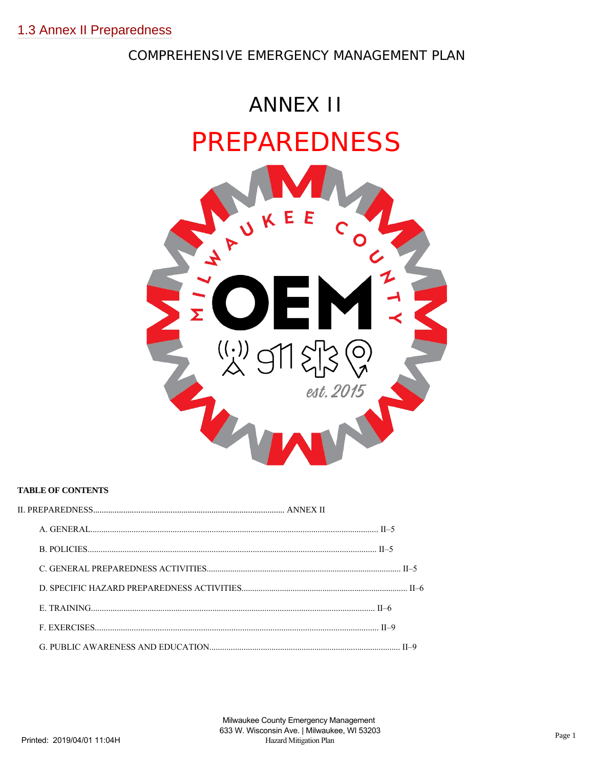# 1.3 Annex II Preparedness

COMPREHENSIVE EMERGENCY MANAGEMENT PLAN

# ANNEX II

# PREPAREDNESS

**TABLE OF CONTENTS**

II. PREPAREDNESS........................................................................................ ANNEX II

- A. GENERAL..................................................................................................................... II–5
- B. POLICIES..................................................................................................................... II–5
- C. GENERAL PREPAREDNESS ACTIVITIES........................................................................................ II–5
- D. SPECIFIC HAZARD PREPAREDNESS ACTIVITIES.......................................................................... II–6
- E. TRAINING.................................................................................................................... II–6
- F. EXERCISES.................................................................................................................. II–9
- G. PUBLIC AWARENESS AND EDUCATION....................................................................................... II–9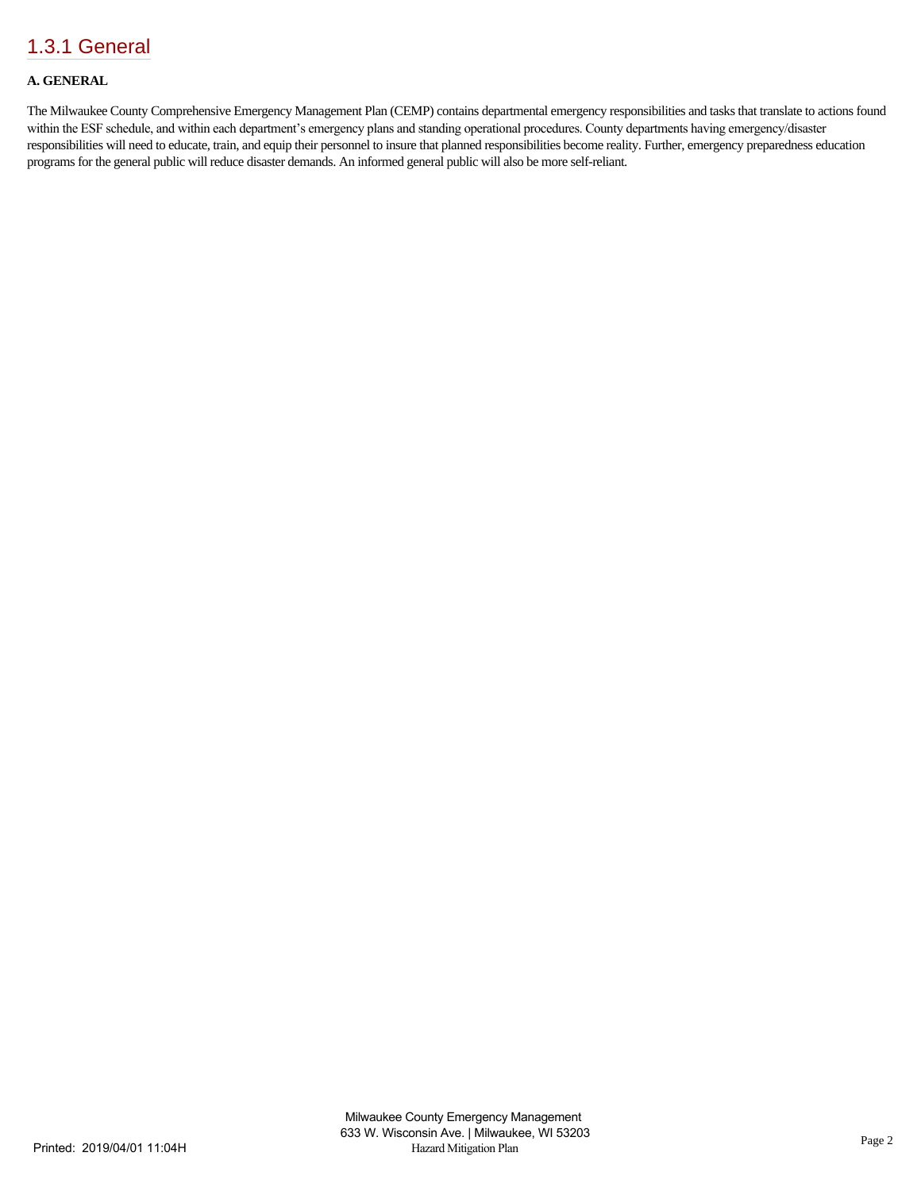# 1.3.1 General

**A. GENERAL**

The Milwaukee County Comprehensive Emergency Management Plan (CEMP) contains departmental emergency responsibilities and tasks that translate to actions found within the ESF schedule, and within each department's emergency plans and standing operational procedures. County departments having emergency/disaster responsibilities will need to educate, train, and equip their personnel to insure that planned responsibilities become reality. Further, emergency preparedness education programs for the general public will reduce disaster demands. An informed general public will also be more self-reliant.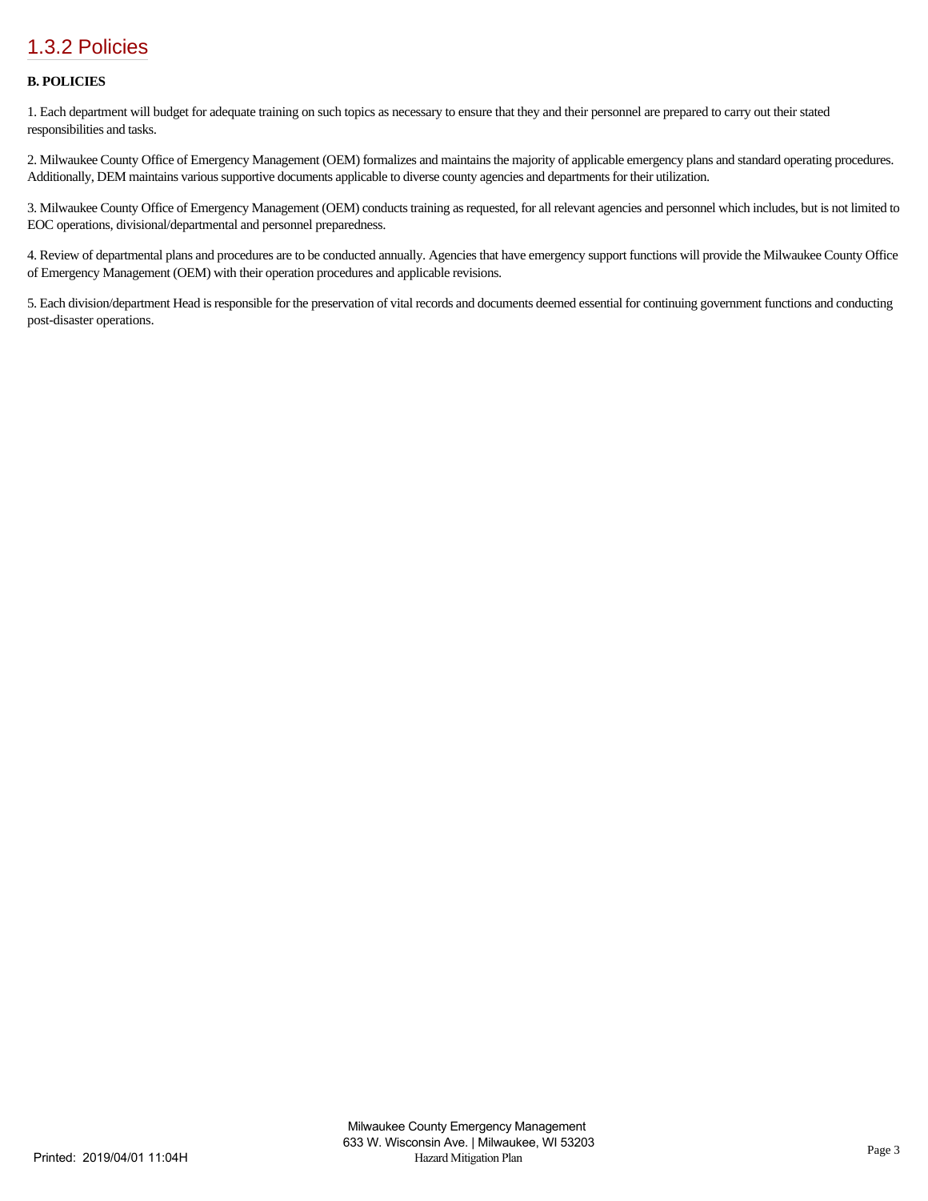## 1.3.2 Policies

**B. POLICIES**

1. Each department will budget for adequate training on such topics as necessary to ensure that they and their personnel are prepared to carry out their stated responsibilities and tasks.

2. Milwaukee County Office of Emergency Management (OEM) formalizes and maintains the majority of applicable emergency plans and standard operating procedures. Additionally, DEM maintains various supportive documents applicable to diverse county agencies and departments for their utilization.

3. Milwaukee County Office of Emergency Management (OEM) conducts training as requested, for all relevant agencies and personnel which includes, but is not limited to EOC operations, divisional/departmental and personnel preparedness.

4. Review of departmental plans and procedures are to be conducted annually. Agencies that have emergency support functions will provide the Milwaukee County Office of Emergency Management (OEM) with their operation procedures and applicable revisions.

5. Each division/department Head is responsible for the preservation of vital records and documents deemed essential for continuing government functions and conducting post-disaster operations.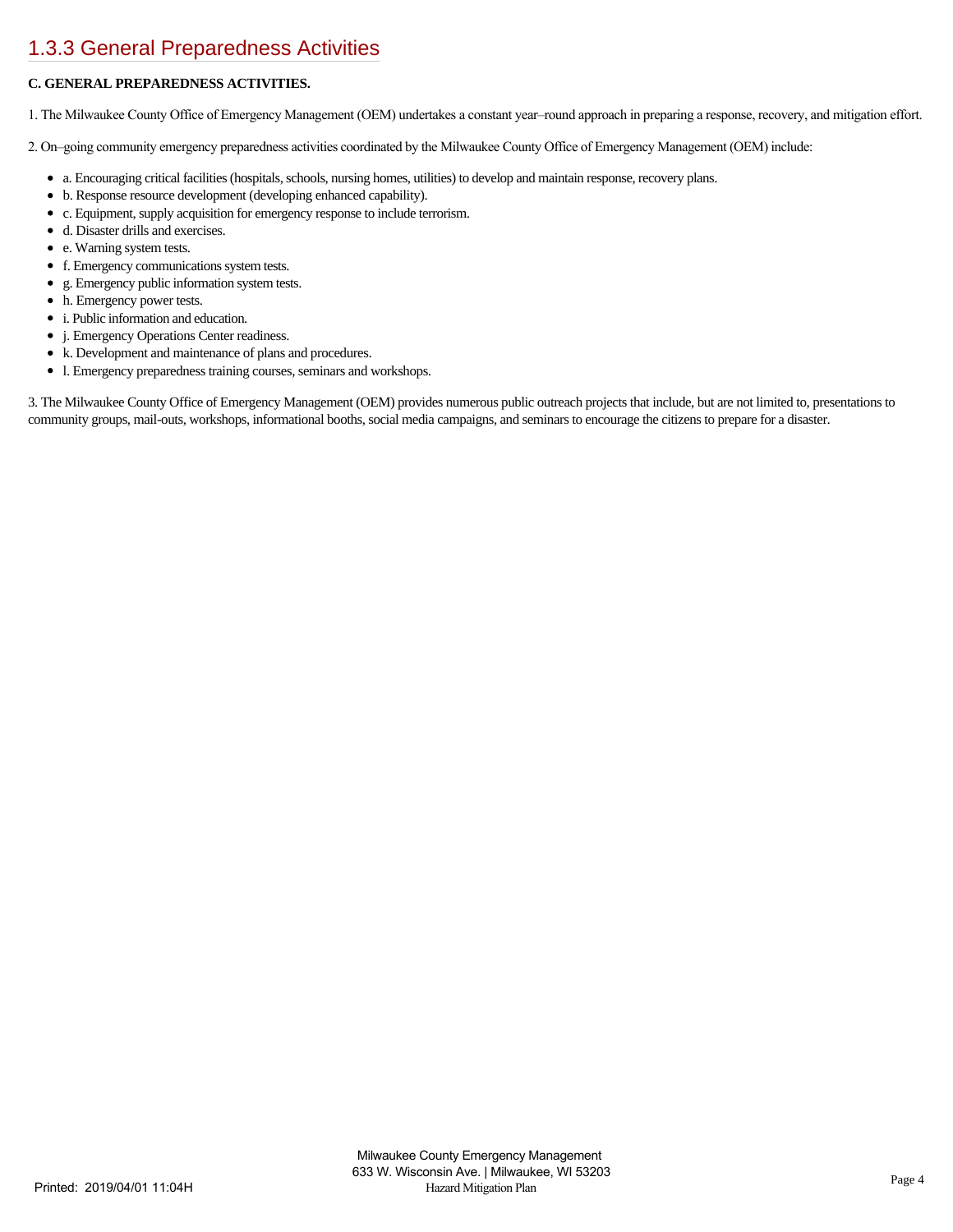## 1.3.3 General Preparedness Activities

**C. GENERAL PREPAREDNESS ACTIVITIES.**

1. The Milwaukee County Office of Emergency Management (OEM) undertakes a constant year–round approach in preparing a response, recovery, and mitigation effort.

2. On–going community emergency preparedness activities coordinated by the Milwaukee County Office of Emergency Management (OEM) include:

- a. Encouraging critical facilities (hospitals, schools, nursing homes, utilities) to develop and maintain response, recovery plans.
- b. Response resource development (developing enhanced capability).
- c. Equipment, supply acquisition for emergency response to include terrorism.
- d. Disaster drills and exercises.
- e. Warning system tests.
- f. Emergency communications system tests.
- g. Emergency public information system tests.
- h. Emergency power tests.
- i. Public information and education.
- j. Emergency Operations Center readiness.
- k. Development and maintenance of plans and procedures.
- l. Emergency preparedness training courses, seminars and workshops.

3. The Milwaukee County Office of Emergency Management (OEM) provides numerous public outreach projects that include, but are not limited to, presentations to community groups, mail-outs, workshops, informational booths, social media campaigns, and seminars to encourage the citizens to prepare for a disaster.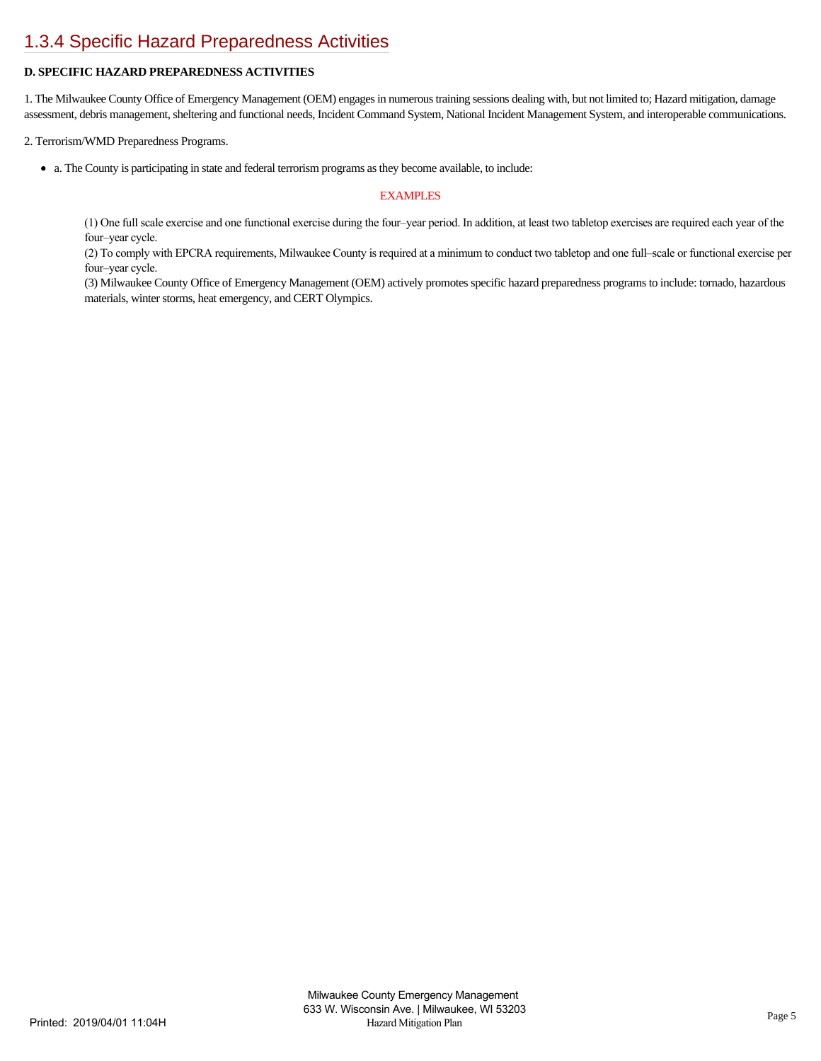# 1.3.4 Specific Hazard Preparedness Activities

**D. SPECIFIC HAZARD PREPAREDNESS ACTIVITIES**

1. The Milwaukee County Office of Emergency Management (OEM) engages in numerous training sessions dealing with, but not limited to; Hazard mitigation, damage assessment, debris management, sheltering and functional needs, Incident Command System, National Incident Management System, and interoperable communications.

2. Terrorism/WMD Preparedness Programs.

- a. The County is participating in state and federal terrorism programs as they become available, to include:

EXAMPLES

(1) One full scale exercise and one functional exercise during the four–year period. In addition, at least two tabletop exercises are required each year of the four–year cycle.
(2) To comply with EPCRA requirements, Milwaukee County is required at a minimum to conduct two tabletop and one full–scale or functional exercise per four–year cycle.
(3) Milwaukee County Office of Emergency Management (OEM) actively promotes specific hazard preparedness programs to include: tornado, hazardous materials, winter storms, heat emergency, and CERT Olympics.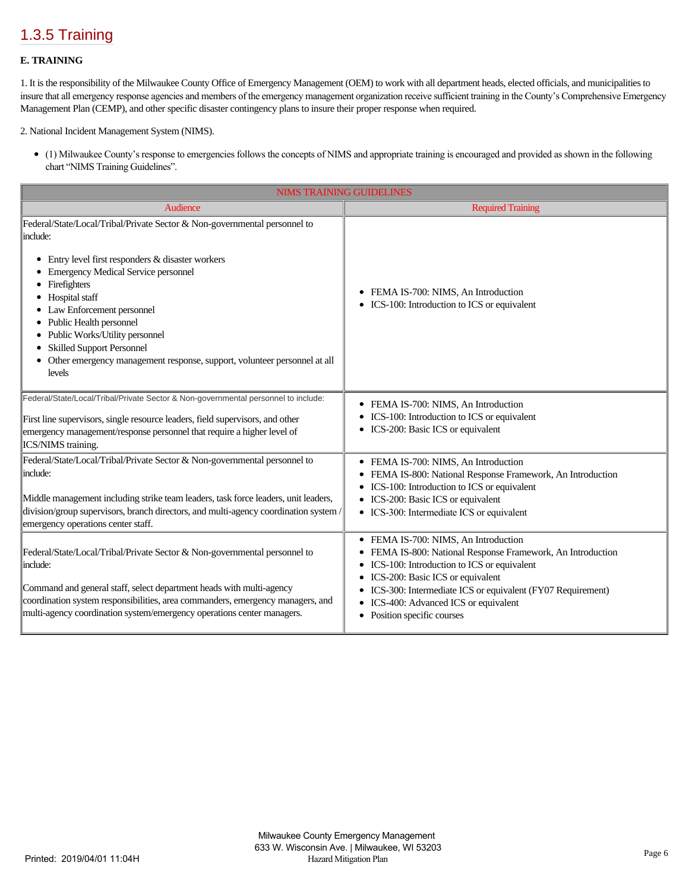## 1.3.5 Training

**E. TRAINING**

1. It is the responsibility of the Milwaukee County Office of Emergency Management (OEM) to work with all department heads, elected officials, and municipalities to insure that all emergency response agencies and members of the emergency management organization receive sufficient training in the County's Comprehensive Emergency Management Plan (CEMP), and other specific disaster contingency plans to insure their proper response when required.

2. National Incident Management System (NIMS).

- (1) Milwaukee County's response to emergencies follows the concepts of NIMS and appropriate training is encouraged and provided as shown in the following chart "NIMS Training Guidelines".

| NIMS TRAINING GUIDELINES | |
|---|---|
| **Audience** | **Required Training** |
| Federal/State/Local/Tribal/Private Sector & Non-governmental personnel to include:<br>• Entry level first responders & disaster workers<br>• Emergency Medical Service personnel<br>• Firefighters<br>• Hospital staff<br>• Law Enforcement personnel<br>• Public Health personnel<br>• Public Works/Utility personnel<br>• Skilled Support Personnel<br>• Other emergency management response, support, volunteer personnel at all levels | • FEMA IS-700: NIMS, An Introduction<br>• ICS-100: Introduction to ICS or equivalent |
| Federal/State/Local/Tribal/Private Sector & Non-governmental personnel to include:<br>First line supervisors, single resource leaders, field supervisors, and other emergency management/response personnel that require a higher level of ICS/NIMS training. | • FEMA IS-700: NIMS, An Introduction<br>• ICS-100: Introduction to ICS or equivalent<br>• ICS-200: Basic ICS or equivalent |
| Federal/State/Local/Tribal/Private Sector & Non-governmental personnel to include:<br>Middle management including strike team leaders, task force leaders, unit leaders, division/group supervisors, branch directors, and multi-agency coordination system / emergency operations center staff. | • FEMA IS-700: NIMS, An Introduction<br>• FEMA IS-800: National Response Framework, An Introduction<br>• ICS-100: Introduction to ICS or equivalent<br>• ICS-200: Basic ICS or equivalent<br>• ICS-300: Intermediate ICS or equivalent |
| Federal/State/Local/Tribal/Private Sector & Non-governmental personnel to include:<br>Command and general staff, select department heads with multi-agency coordination system responsibilities, area commanders, emergency managers, and multi-agency coordination system/emergency operations center managers. | • FEMA IS-700: NIMS, An Introduction<br>• FEMA IS-800: National Response Framework, An Introduction<br>• ICS-100: Introduction to ICS or equivalent<br>• ICS-200: Basic ICS or equivalent<br>• ICS-300: Intermediate ICS or equivalent (FY07 Requirement)<br>• ICS-400: Advanced ICS or equivalent<br>• Position specific courses |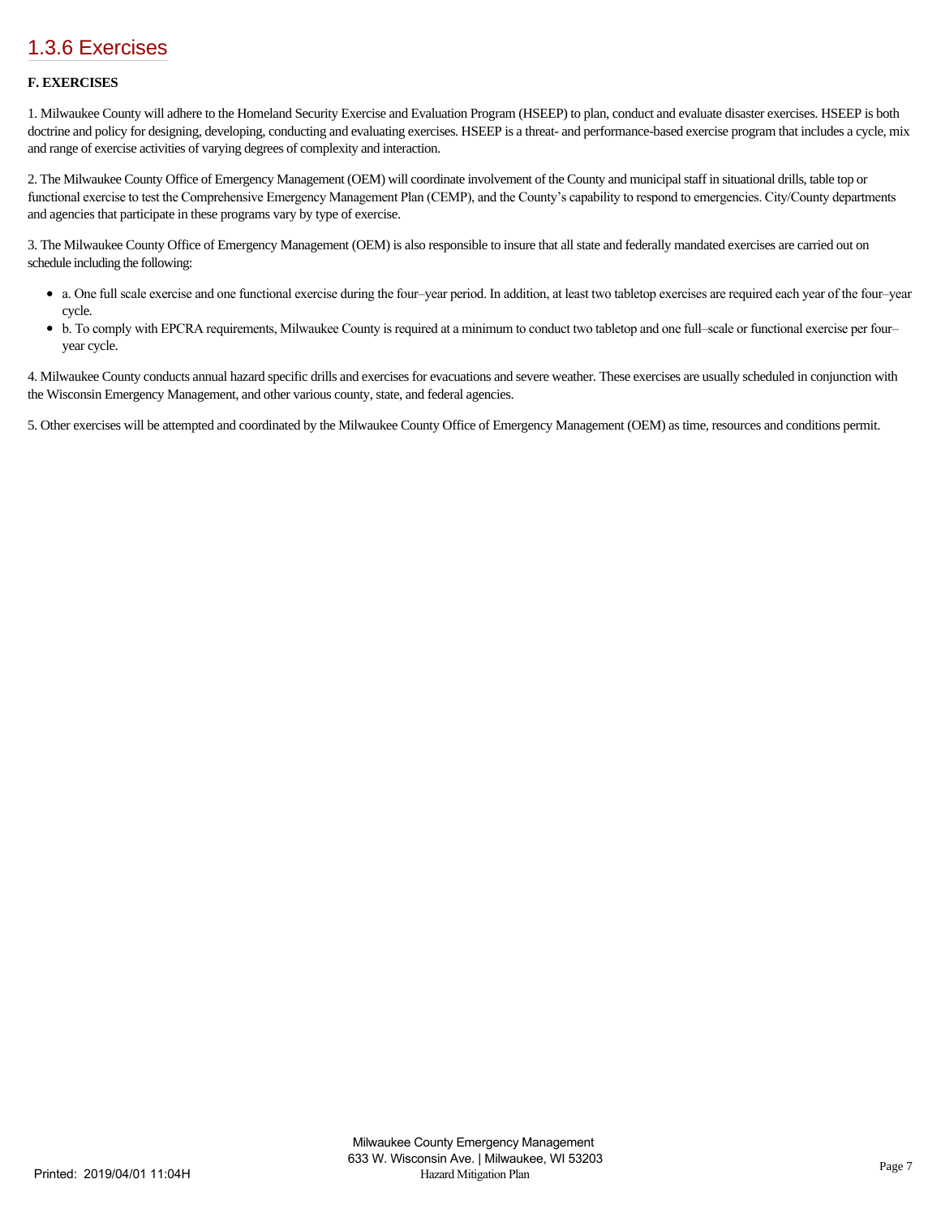## 1.3.6 Exercises

**F. EXERCISES**

1. Milwaukee County will adhere to the Homeland Security Exercise and Evaluation Program (HSEEP) to plan, conduct and evaluate disaster exercises. HSEEP is both doctrine and policy for designing, developing, conducting and evaluating exercises. HSEEP is a threat- and performance-based exercise program that includes a cycle, mix and range of exercise activities of varying degrees of complexity and interaction.

2. The Milwaukee County Office of Emergency Management (OEM) will coordinate involvement of the County and municipal staff in situational drills, table top or functional exercise to test the Comprehensive Emergency Management Plan (CEMP), and the County's capability to respond to emergencies. City/County departments and agencies that participate in these programs vary by type of exercise.

3. The Milwaukee County Office of Emergency Management (OEM) is also responsible to insure that all state and federally mandated exercises are carried out on schedule including the following:

- a. One full scale exercise and one functional exercise during the four–year period. In addition, at least two tabletop exercises are required each year of the four–year cycle.
- b. To comply with EPCRA requirements, Milwaukee County is required at a minimum to conduct two tabletop and one full–scale or functional exercise per four–year cycle.

4. Milwaukee County conducts annual hazard specific drills and exercises for evacuations and severe weather. These exercises are usually scheduled in conjunction with the Wisconsin Emergency Management, and other various county, state, and federal agencies.

5. Other exercises will be attempted and coordinated by the Milwaukee County Office of Emergency Management (OEM) as time, resources and conditions permit.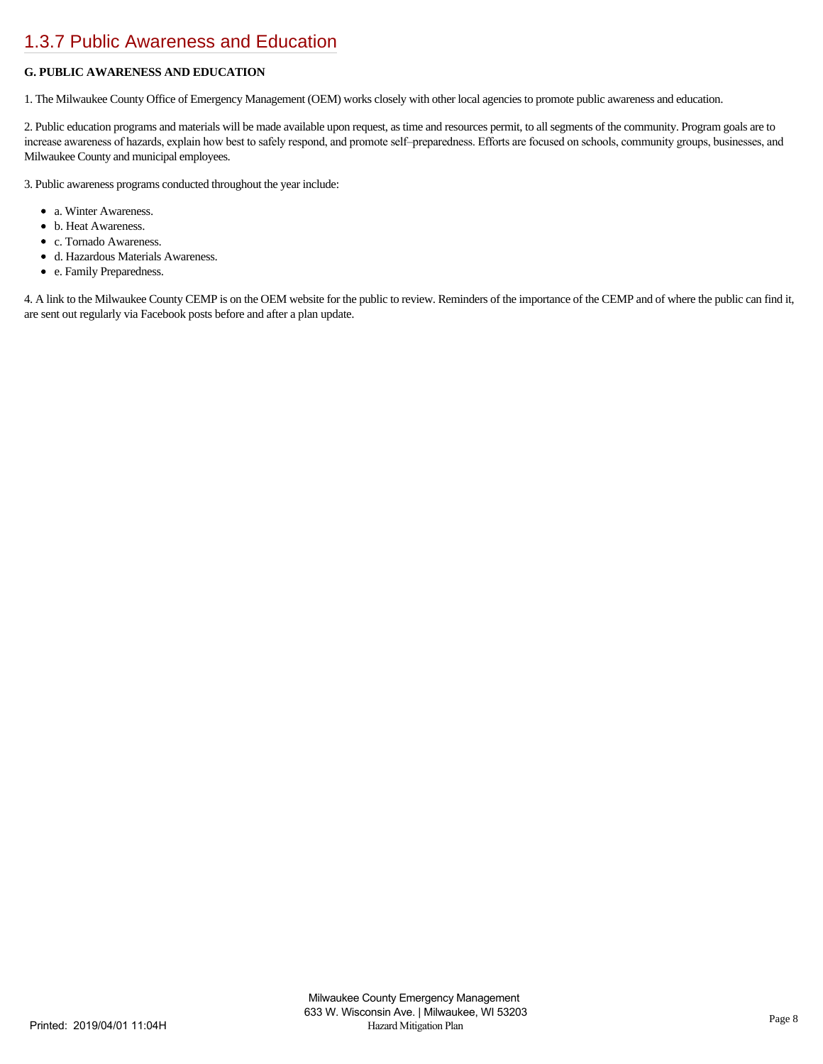# 1.3.7 Public Awareness and Education

**G. PUBLIC AWARENESS AND EDUCATION**

1. The Milwaukee County Office of Emergency Management (OEM) works closely with other local agencies to promote public awareness and education.

2. Public education programs and materials will be made available upon request, as time and resources permit, to all segments of the community. Program goals are to increase awareness of hazards, explain how best to safely respond, and promote self–preparedness. Efforts are focused on schools, community groups, businesses, and Milwaukee County and municipal employees.

3. Public awareness programs conducted throughout the year include:

- a. Winter Awareness.
- b. Heat Awareness.
- c. Tornado Awareness.
- d. Hazardous Materials Awareness.
- e. Family Preparedness.

4. A link to the Milwaukee County CEMP is on the OEM website for the public to review. Reminders of the importance of the CEMP and of where the public can find it, are sent out regularly via Facebook posts before and after a plan update.